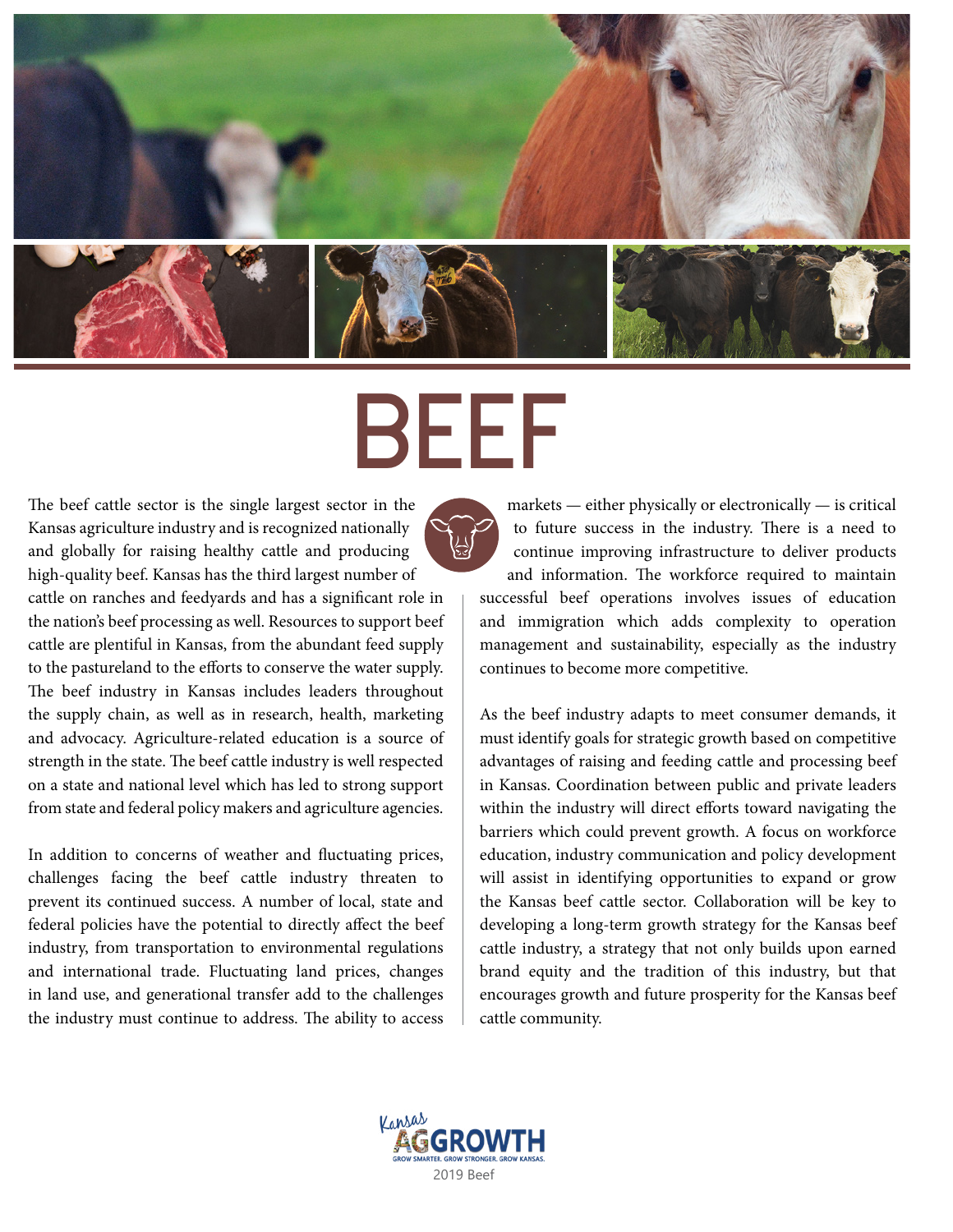# BEEF

The beef cattle sector is the single largest sector in the Kansas agriculture industry and is recognized nationally and globally for raising healthy cattle and producing high-quality beef. Kansas has the third largest number of cattle on ranches and feedyards and has a significant role in the nation's beef processing as well. Resources to support beef cattle are plentiful in Kansas, from the abundant feed supply to the pastureland to the efforts to conserve the water supply. The beef industry in Kansas includes leaders throughout the supply chain, as well as in research, health, marketing and advocacy. Agriculture-related education is a source of strength in the state. The beef cattle industry is well respected on a state and national level which has led to strong support from state and federal policy makers and agriculture agencies.

In addition to concerns of weather and fluctuating prices, challenges facing the beef cattle industry threaten to prevent its continued success. A number of local, state and federal policies have the potential to directly affect the beef industry, from transportation to environmental regulations and international trade. Fluctuating land prices, changes in land use, and generational transfer add to the challenges the industry must continue to address. The ability to access markets — either physically or electronically — is critical to future success in the industry. There is a need to continue improving infrastructure to deliver products and information. The workforce required to maintain successful beef operations involves issues of education and immigration which adds complexity to operation management and sustainability, especially as the industry continues to become more competitive.

As the beef industry adapts to meet consumer demands, it must identify goals for strategic growth based on competitive advantages of raising and feeding cattle and processing beef in Kansas. Coordination between public and private leaders within the industry will direct efforts toward navigating the barriers which could prevent growth. A focus on workforce education, industry communication and policy development will assist in identifying opportunities to expand or grow the Kansas beef cattle sector. Collaboration will be key to developing a long-term growth strategy for the Kansas beef cattle industry, a strategy that not only builds upon earned brand equity and the tradition of this industry, but that encourages growth and future prosperity for the Kansas beef cattle community.

Kansas AGGROWTH — GROW SMARTER. GROW STRONGER. GROW KANSAS.

2019 Beef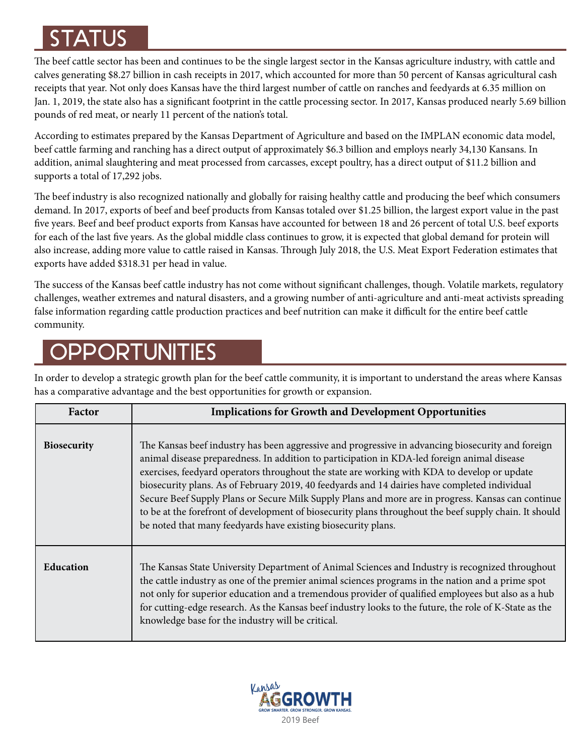# STATUS

The beef cattle sector has been and continues to be the single largest sector in the Kansas agriculture industry, with cattle and calves generating $8.27 billion in cash receipts in 2017, which accounted for more than 50 percent of Kansas agricultural cash receipts that year. Not only does Kansas have the third largest number of cattle on ranches and feedyards at 6.35 million on Jan. 1, 2019, the state also has a significant footprint in the cattle processing sector. In 2017, Kansas produced nearly 5.69 billion pounds of red meat, or nearly 11 percent of the nation's total.

According to estimates prepared by the Kansas Department of Agriculture and based on the IMPLAN economic data model, beef cattle farming and ranching has a direct output of approximately $6.3 billion and employs nearly 34,130 Kansans. In addition, animal slaughtering and meat processed from carcasses, except poultry, has a direct output of $11.2 billion and supports a total of 17,292 jobs.

The beef industry is also recognized nationally and globally for raising healthy cattle and producing the beef which consumers demand. In 2017, exports of beef and beef products from Kansas totaled over $1.25 billion, the largest export value in the past five years. Beef and beef product exports from Kansas have accounted for between 18 and 26 percent of total U.S. beef exports for each of the last five years. As the global middle class continues to grow, it is expected that global demand for protein will also increase, adding more value to cattle raised in Kansas. Through July 2018, the U.S. Meat Export Federation estimates that exports have added $318.31 per head in value.

The success of the Kansas beef cattle industry has not come without significant challenges, though. Volatile markets, regulatory challenges, weather extremes and natural disasters, and a growing number of anti-agriculture and anti-meat activists spreading false information regarding cattle production practices and beef nutrition can make it difficult for the entire beef cattle community.

# OPPORTUNITIES

In order to develop a strategic growth plan for the beef cattle community, it is important to understand the areas where Kansas has a comparative advantage and the best opportunities for growth or expansion.

| Factor | Implications for Growth and Development Opportunities |
|---|---|
| **Biosecurity** | The Kansas beef industry has been aggressive and progressive in advancing biosecurity and foreign animal disease preparedness. In addition to participation in KDA-led foreign animal disease exercises, feedyard operators throughout the state are working with KDA to develop or update biosecurity plans. As of February 2019, 40 feedyards and 14 dairies have completed individual Secure Beef Supply Plans or Secure Milk Supply Plans and more are in progress. Kansas can continue to be at the forefront of development of biosecurity plans throughout the beef supply chain. It should be noted that many feedyards have existing biosecurity plans. |
| **Education** | The Kansas State University Department of Animal Sciences and Industry is recognized throughout the cattle industry as one of the premier animal sciences programs in the nation and a prime spot not only for superior education and a tremendous provider of qualified employees but also as a hub for cutting-edge research. As the Kansas beef industry looks to the future, the role of K-State as the knowledge base for the industry will be critical. |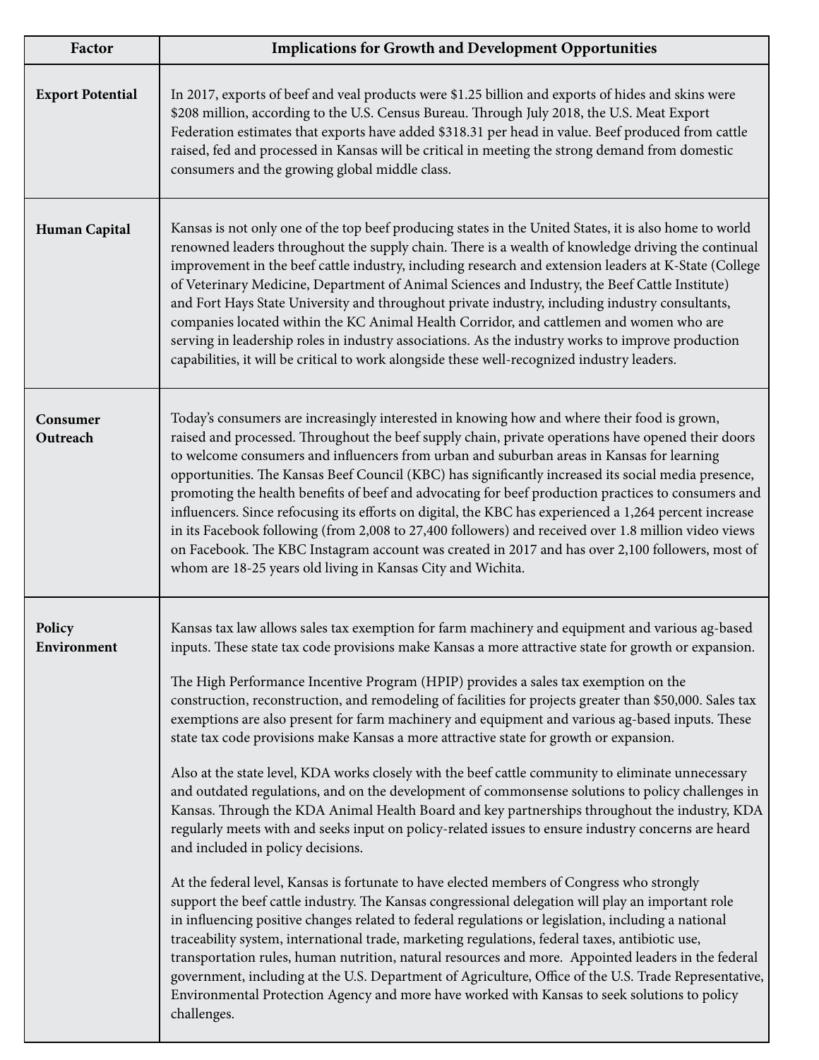| Factor | Implications for Growth and Development Opportunities |
| --- | --- |
| **Export Potential** | In 2017, exports of beef and veal products were $1.25 billion and exports of hides and skins were $208 million, according to the U.S. Census Bureau. Through July 2018, the U.S. Meat Export Federation estimates that exports have added $318.31 per head in value. Beef produced from cattle raised, fed and processed in Kansas will be critical in meeting the strong demand from domestic consumers and the growing global middle class. |
| **Human Capital** | Kansas is not only one of the top beef producing states in the United States, it is also home to world renowned leaders throughout the supply chain. There is a wealth of knowledge driving the continual improvement in the beef cattle industry, including research and extension leaders at K-State (College of Veterinary Medicine, Department of Animal Sciences and Industry, the Beef Cattle Institute) and Fort Hays State University and throughout private industry, including industry consultants, companies located within the KC Animal Health Corridor, and cattlemen and women who are serving in leadership roles in industry associations. As the industry works to improve production capabilities, it will be critical to work alongside these well-recognized industry leaders. |
| **Consumer Outreach** | Today's consumers are increasingly interested in knowing how and where their food is grown, raised and processed. Throughout the beef supply chain, private operations have opened their doors to welcome consumers and influencers from urban and suburban areas in Kansas for learning opportunities. The Kansas Beef Council (KBC) has significantly increased its social media presence, promoting the health benefits of beef and advocating for beef production practices to consumers and influencers. Since refocusing its efforts on digital, the KBC has experienced a 1,264 percent increase in its Facebook following (from 2,008 to 27,400 followers) and received over 1.8 million video views on Facebook. The KBC Instagram account was created in 2017 and has over 2,100 followers, most of whom are 18-25 years old living in Kansas City and Wichita. |
| **Policy Environment** | Kansas tax law allows sales tax exemption for farm machinery and equipment and various ag-based inputs. These state tax code provisions make Kansas a more attractive state for growth or expansion.<br><br>The High Performance Incentive Program (HPIP) provides a sales tax exemption on the construction, reconstruction, and remodeling of facilities for projects greater than $50,000. Sales tax exemptions are also present for farm machinery and equipment and various ag-based inputs. These state tax code provisions make Kansas a more attractive state for growth or expansion.<br><br>Also at the state level, KDA works closely with the beef cattle community to eliminate unnecessary and outdated regulations, and on the development of commonsense solutions to policy challenges in Kansas. Through the KDA Animal Health Board and key partnerships throughout the industry, KDA regularly meets with and seeks input on policy-related issues to ensure industry concerns are heard and included in policy decisions.<br><br>At the federal level, Kansas is fortunate to have elected members of Congress who strongly support the beef cattle industry. The Kansas congressional delegation will play an important role in influencing positive changes related to federal regulations or legislation, including a national traceability system, international trade, marketing regulations, federal taxes, antibiotic use, transportation rules, human nutrition, natural resources and more. Appointed leaders in the federal government, including at the U.S. Department of Agriculture, Office of the U.S. Trade Representative, Environmental Protection Agency and more have worked with Kansas to seek solutions to policy challenges. |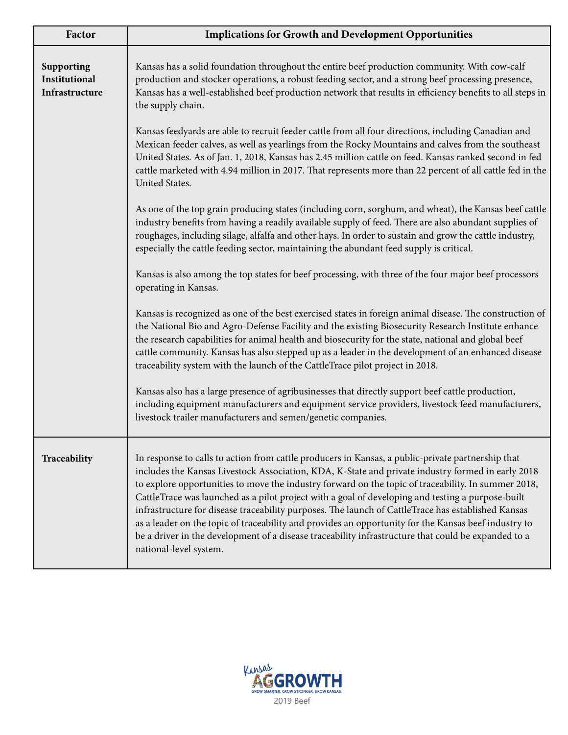| Factor | Implications for Growth and Development Opportunities |
|---|---|
| **Supporting Institutional Infrastructure** | Kansas has a solid foundation throughout the entire beef production community. With cow-calf production and stocker operations, a robust feeding sector, and a strong beef processing presence, Kansas has a well-established beef production network that results in efficiency benefits to all steps in the supply chain.<br><br>Kansas feedyards are able to recruit feeder cattle from all four directions, including Canadian and Mexican feeder calves, as well as yearlings from the Rocky Mountains and calves from the southeast United States. As of Jan. 1, 2018, Kansas has 2.45 million cattle on feed. Kansas ranked second in fed cattle marketed with 4.94 million in 2017. That represents more than 22 percent of all cattle fed in the United States.<br><br>As one of the top grain producing states (including corn, sorghum, and wheat), the Kansas beef cattle industry benefits from having a readily available supply of feed. There are also abundant supplies of roughages, including silage, alfalfa and other hays. In order to sustain and grow the cattle industry, especially the cattle feeding sector, maintaining the abundant feed supply is critical.<br><br>Kansas is also among the top states for beef processing, with three of the four major beef processors operating in Kansas.<br><br>Kansas is recognized as one of the best exercised states in foreign animal disease. The construction of the National Bio and Agro-Defense Facility and the existing Biosecurity Research Institute enhance the research capabilities for animal health and biosecurity for the state, national and global beef cattle community. Kansas has also stepped up as a leader in the development of an enhanced disease traceability system with the launch of the CattleTrace pilot project in 2018.<br><br>Kansas also has a large presence of agribusinesses that directly support beef cattle production, including equipment manufacturers and equipment service providers, livestock feed manufacturers, livestock trailer manufacturers and semen/genetic companies. |
| **Traceability** | In response to calls to action from cattle producers in Kansas, a public-private partnership that includes the Kansas Livestock Association, KDA, K-State and private industry formed in early 2018 to explore opportunities to move the industry forward on the topic of traceability. In summer 2018, CattleTrace was launched as a pilot project with a goal of developing and testing a purpose-built infrastructure for disease traceability purposes. The launch of CattleTrace has established Kansas as a leader on the topic of traceability and provides an opportunity for the Kansas beef industry to be a driver in the development of a disease traceability infrastructure that could be expanded to a national-level system. |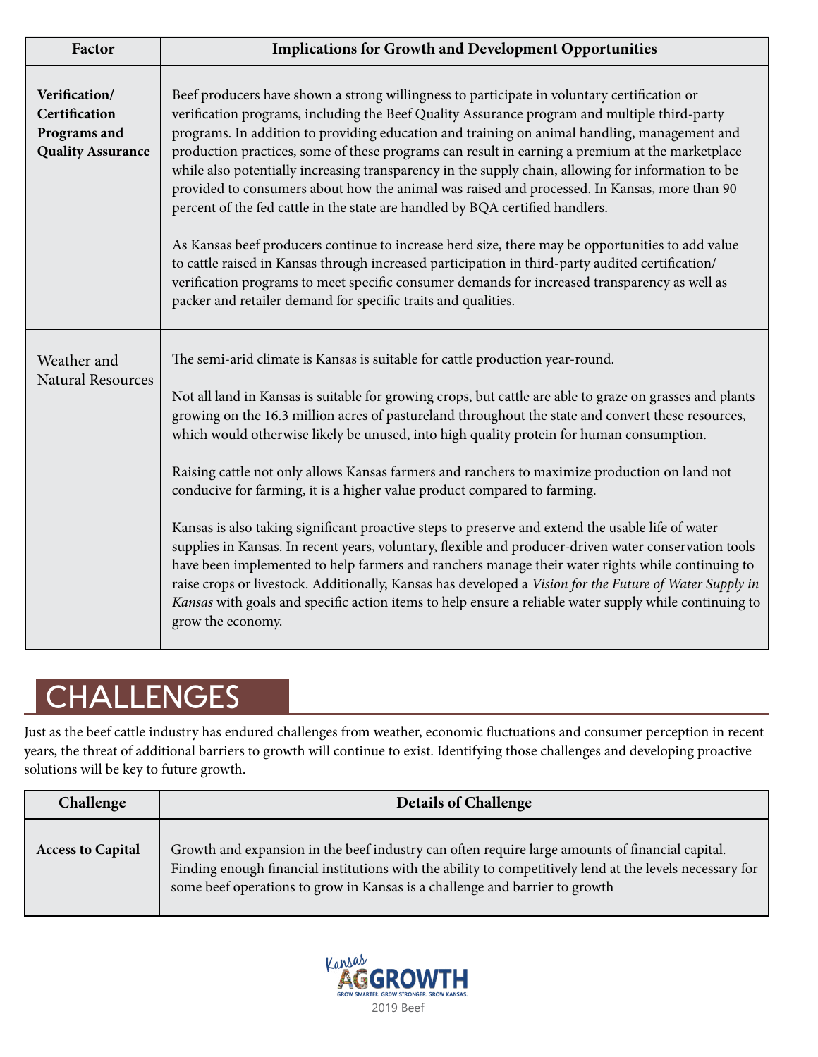| Factor | Implications for Growth and Development Opportunities |
|---|---|
| **Verification/ Certification Programs and Quality Assurance** | Beef producers have shown a strong willingness to participate in voluntary certification or verification programs, including the Beef Quality Assurance program and multiple third-party programs. In addition to providing education and training on animal handling, management and production practices, some of these programs can result in earning a premium at the marketplace while also potentially increasing transparency in the supply chain, allowing for information to be provided to consumers about how the animal was raised and processed. In Kansas, more than 90 percent of the fed cattle in the state are handled by BQA certified handlers.<br><br>As Kansas beef producers continue to increase herd size, there may be opportunities to add value to cattle raised in Kansas through increased participation in third-party audited certification/ verification programs to meet specific consumer demands for increased transparency as well as packer and retailer demand for specific traits and qualities. |
| Weather and Natural Resources | The semi-arid climate is Kansas is suitable for cattle production year-round.<br><br>Not all land in Kansas is suitable for growing crops, but cattle are able to graze on grasses and plants growing on the 16.3 million acres of pastureland throughout the state and convert these resources, which would otherwise likely be unused, into high quality protein for human consumption.<br><br>Raising cattle not only allows Kansas farmers and ranchers to maximize production on land not conducive for farming, it is a higher value product compared to farming.<br><br>Kansas is also taking significant proactive steps to preserve and extend the usable life of water supplies in Kansas. In recent years, voluntary, flexible and producer-driven water conservation tools have been implemented to help farmers and ranchers manage their water rights while continuing to raise crops or livestock. Additionally, Kansas has developed a *Vision for the Future of Water Supply in Kansas* with goals and specific action items to help ensure a reliable water supply while continuing to grow the economy. |

## CHALLENGES

Just as the beef cattle industry has endured challenges from weather, economic fluctuations and consumer perception in recent years, the threat of additional barriers to growth will continue to exist. Identifying those challenges and developing proactive solutions will be key to future growth.

| Challenge | Details of Challenge |
|---|---|
| **Access to Capital** | Growth and expansion in the beef industry can often require large amounts of financial capital. Finding enough financial institutions with the ability to competitively lend at the levels necessary for some beef operations to grow in Kansas is a challenge and barrier to growth |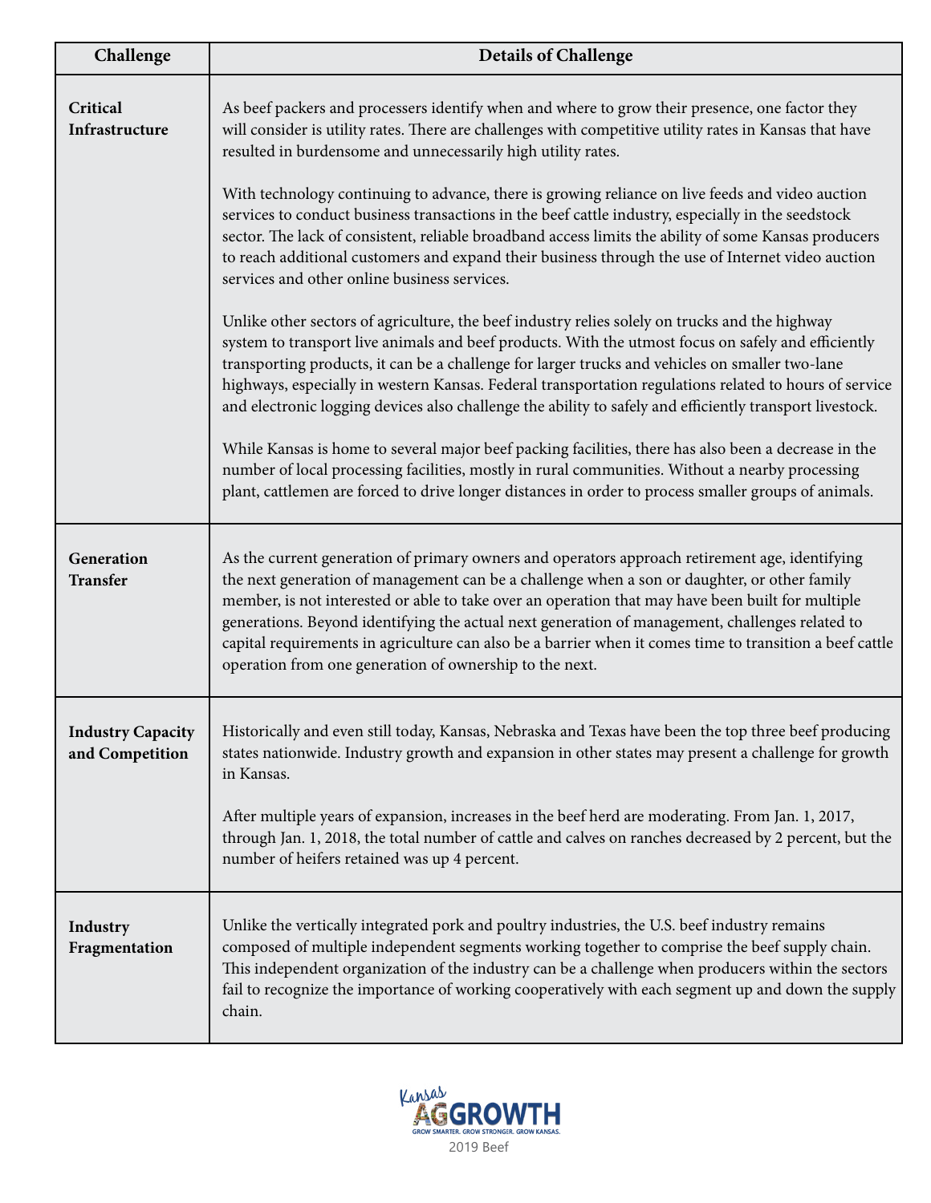| Challenge | Details of Challenge |
|---|---|
| **Critical Infrastructure** | As beef packers and processers identify when and where to grow their presence, one factor they will consider is utility rates. There are challenges with competitive utility rates in Kansas that have resulted in burdensome and unnecessarily high utility rates.<br><br>With technology continuing to advance, there is growing reliance on live feeds and video auction services to conduct business transactions in the beef cattle industry, especially in the seedstock sector. The lack of consistent, reliable broadband access limits the ability of some Kansas producers to reach additional customers and expand their business through the use of Internet video auction services and other online business services.<br><br>Unlike other sectors of agriculture, the beef industry relies solely on trucks and the highway system to transport live animals and beef products. With the utmost focus on safely and efficiently transporting products, it can be a challenge for larger trucks and vehicles on smaller two-lane highways, especially in western Kansas. Federal transportation regulations related to hours of service and electronic logging devices also challenge the ability to safely and efficiently transport livestock.<br><br>While Kansas is home to several major beef packing facilities, there has also been a decrease in the number of local processing facilities, mostly in rural communities. Without a nearby processing plant, cattlemen are forced to drive longer distances in order to process smaller groups of animals. |
| **Generation Transfer** | As the current generation of primary owners and operators approach retirement age, identifying the next generation of management can be a challenge when a son or daughter, or other family member, is not interested or able to take over an operation that may have been built for multiple generations. Beyond identifying the actual next generation of management, challenges related to capital requirements in agriculture can also be a barrier when it comes time to transition a beef cattle operation from one generation of ownership to the next. |
| **Industry Capacity and Competition** | Historically and even still today, Kansas, Nebraska and Texas have been the top three beef producing states nationwide. Industry growth and expansion in other states may present a challenge for growth in Kansas.<br><br>After multiple years of expansion, increases in the beef herd are moderating. From Jan. 1, 2017, through Jan. 1, 2018, the total number of cattle and calves on ranches decreased by 2 percent, but the number of heifers retained was up 4 percent. |
| **Industry Fragmentation** | Unlike the vertically integrated pork and poultry industries, the U.S. beef industry remains composed of multiple independent segments working together to comprise the beef supply chain. This independent organization of the industry can be a challenge when producers within the sectors fail to recognize the importance of working cooperatively with each segment up and down the supply chain. |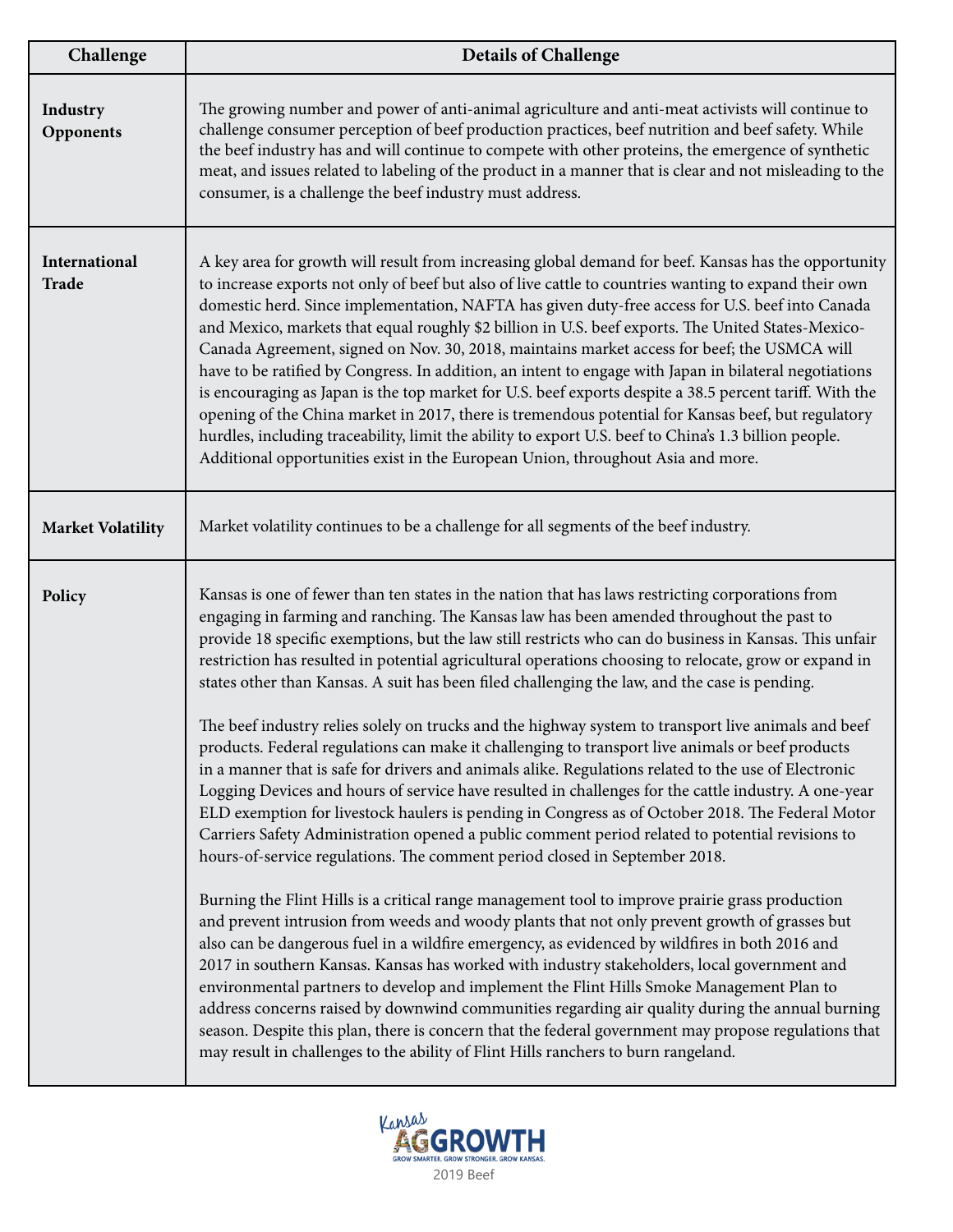| Challenge | Details of Challenge |
|---|---|
| **Industry Opponents** | The growing number and power of anti-animal agriculture and anti-meat activists will continue to challenge consumer perception of beef production practices, beef nutrition and beef safety. While the beef industry has and will continue to compete with other proteins, the emergence of synthetic meat, and issues related to labeling of the product in a manner that is clear and not misleading to the consumer, is a challenge the beef industry must address. |
| **International Trade** | A key area for growth will result from increasing global demand for beef. Kansas has the opportunity to increase exports not only of beef but also of live cattle to countries wanting to expand their own domestic herd. Since implementation, NAFTA has given duty-free access for U.S. beef into Canada and Mexico, markets that equal roughly $2 billion in U.S. beef exports. The United States-Mexico-Canada Agreement, signed on Nov. 30, 2018, maintains market access for beef; the USMCA will have to be ratified by Congress. In addition, an intent to engage with Japan in bilateral negotiations is encouraging as Japan is the top market for U.S. beef exports despite a 38.5 percent tariff. With the opening of the China market in 2017, there is tremendous potential for Kansas beef, but regulatory hurdles, including traceability, limit the ability to export U.S. beef to China's 1.3 billion people. Additional opportunities exist in the European Union, throughout Asia and more. |
| **Market Volatility** | Market volatility continues to be a challenge for all segments of the beef industry. |
| **Policy** | Kansas is one of fewer than ten states in the nation that has laws restricting corporations from engaging in farming and ranching. The Kansas law has been amended throughout the past to provide 18 specific exemptions, but the law still restricts who can do business in Kansas. This unfair restriction has resulted in potential agricultural operations choosing to relocate, grow or expand in states other than Kansas. A suit has been filed challenging the law, and the case is pending.<br><br>The beef industry relies solely on trucks and the highway system to transport live animals and beef products. Federal regulations can make it challenging to transport live animals or beef products in a manner that is safe for drivers and animals alike. Regulations related to the use of Electronic Logging Devices and hours of service have resulted in challenges for the cattle industry. A one-year ELD exemption for livestock haulers is pending in Congress as of October 2018. The Federal Motor Carriers Safety Administration opened a public comment period related to potential revisions to hours-of-service regulations. The comment period closed in September 2018.<br><br>Burning the Flint Hills is a critical range management tool to improve prairie grass production and prevent intrusion from weeds and woody plants that not only prevent growth of grasses but also can be dangerous fuel in a wildfire emergency, as evidenced by wildfires in both 2016 and 2017 in southern Kansas. Kansas has worked with industry stakeholders, local government and environmental partners to develop and implement the Flint Hills Smoke Management Plan to address concerns raised by downwind communities regarding air quality during the annual burning season. Despite this plan, there is concern that the federal government may propose regulations that may result in challenges to the ability of Flint Hills ranchers to burn rangeland. |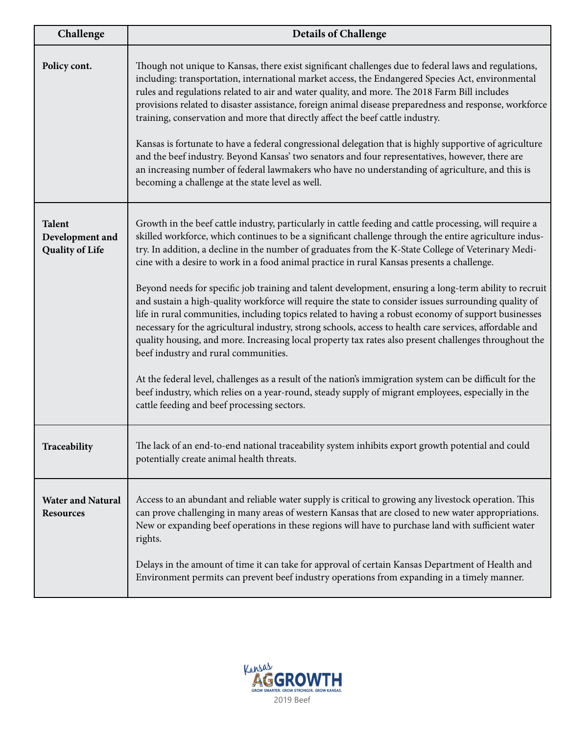| Challenge | Details of Challenge |
|---|---|
| **Policy cont.** | Though not unique to Kansas, there exist significant challenges due to federal laws and regulations, including: transportation, international market access, the Endangered Species Act, environmental rules and regulations related to air and water quality, and more. The 2018 Farm Bill includes provisions related to disaster assistance, foreign animal disease preparedness and response, workforce training, conservation and more that directly affect the beef cattle industry.<br><br>Kansas is fortunate to have a federal congressional delegation that is highly supportive of agriculture and the beef industry. Beyond Kansas' two senators and four representatives, however, there are an increasing number of federal lawmakers who have no understanding of agriculture, and this is becoming a challenge at the state level as well. |
| **Talent Development and Quality of Life** | Growth in the beef cattle industry, particularly in cattle feeding and cattle processing, will require a skilled workforce, which continues to be a significant challenge through the entire agriculture industry. In addition, a decline in the number of graduates from the K-State College of Veterinary Medicine with a desire to work in a food animal practice in rural Kansas presents a challenge.<br><br>Beyond needs for specific job training and talent development, ensuring a long-term ability to recruit and sustain a high-quality workforce will require the state to consider issues surrounding quality of life in rural communities, including topics related to having a robust economy of support businesses necessary for the agricultural industry, strong schools, access to health care services, affordable and quality housing, and more. Increasing local property tax rates also present challenges throughout the beef industry and rural communities.<br><br>At the federal level, challenges as a result of the nation's immigration system can be difficult for the beef industry, which relies on a year-round, steady supply of migrant employees, especially in the cattle feeding and beef processing sectors. |
| **Traceability** | The lack of an end-to-end national traceability system inhibits export growth potential and could potentially create animal health threats. |
| **Water and Natural Resources** | Access to an abundant and reliable water supply is critical to growing any livestock operation. This can prove challenging in many areas of western Kansas that are closed to new water appropriations. New or expanding beef operations in these regions will have to purchase land with sufficient water rights.<br><br>Delays in the amount of time it can take for approval of certain Kansas Department of Health and Environment permits can prevent beef industry operations from expanding in a timely manner. |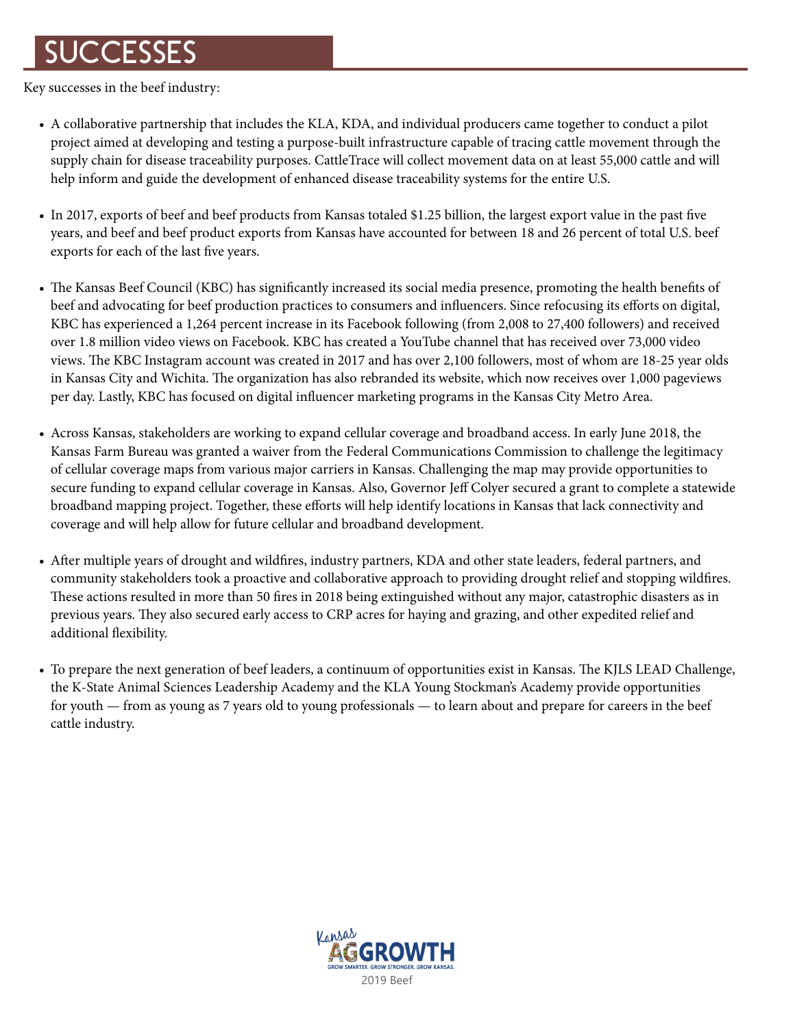# SUCCESSES

Key successes in the beef industry:

- A collaborative partnership that includes the KLA, KDA, and individual producers came together to conduct a pilot project aimed at developing and testing a purpose-built infrastructure capable of tracing cattle movement through the supply chain for disease traceability purposes. CattleTrace will collect movement data on at least 55,000 cattle and will help inform and guide the development of enhanced disease traceability systems for the entire U.S.

- In 2017, exports of beef and beef products from Kansas totaled $1.25 billion, the largest export value in the past five years, and beef and beef product exports from Kansas have accounted for between 18 and 26 percent of total U.S. beef exports for each of the last five years.

- The Kansas Beef Council (KBC) has significantly increased its social media presence, promoting the health benefits of beef and advocating for beef production practices to consumers and influencers. Since refocusing its efforts on digital, KBC has experienced a 1,264 percent increase in its Facebook following (from 2,008 to 27,400 followers) and received over 1.8 million video views on Facebook. KBC has created a YouTube channel that has received over 73,000 video views. The KBC Instagram account was created in 2017 and has over 2,100 followers, most of whom are 18-25 year olds in Kansas City and Wichita. The organization has also rebranded its website, which now receives over 1,000 pageviews per day. Lastly, KBC has focused on digital influencer marketing programs in the Kansas City Metro Area.

- Across Kansas, stakeholders are working to expand cellular coverage and broadband access. In early June 2018, the Kansas Farm Bureau was granted a waiver from the Federal Communications Commission to challenge the legitimacy of cellular coverage maps from various major carriers in Kansas. Challenging the map may provide opportunities to secure funding to expand cellular coverage in Kansas. Also, Governor Jeff Colyer secured a grant to complete a statewide broadband mapping project. Together, these efforts will help identify locations in Kansas that lack connectivity and coverage and will help allow for future cellular and broadband development.

- After multiple years of drought and wildfires, industry partners, KDA and other state leaders, federal partners, and community stakeholders took a proactive and collaborative approach to providing drought relief and stopping wildfires. These actions resulted in more than 50 fires in 2018 being extinguished without any major, catastrophic disasters as in previous years. They also secured early access to CRP acres for haying and grazing, and other expedited relief and additional flexibility.

- To prepare the next generation of beef leaders, a continuum of opportunities exist in Kansas. The KJLS LEAD Challenge, the K-State Animal Sciences Leadership Academy and the KLA Young Stockman's Academy provide opportunities for youth — from as young as 7 years old to young professionals — to learn about and prepare for careers in the beef cattle industry.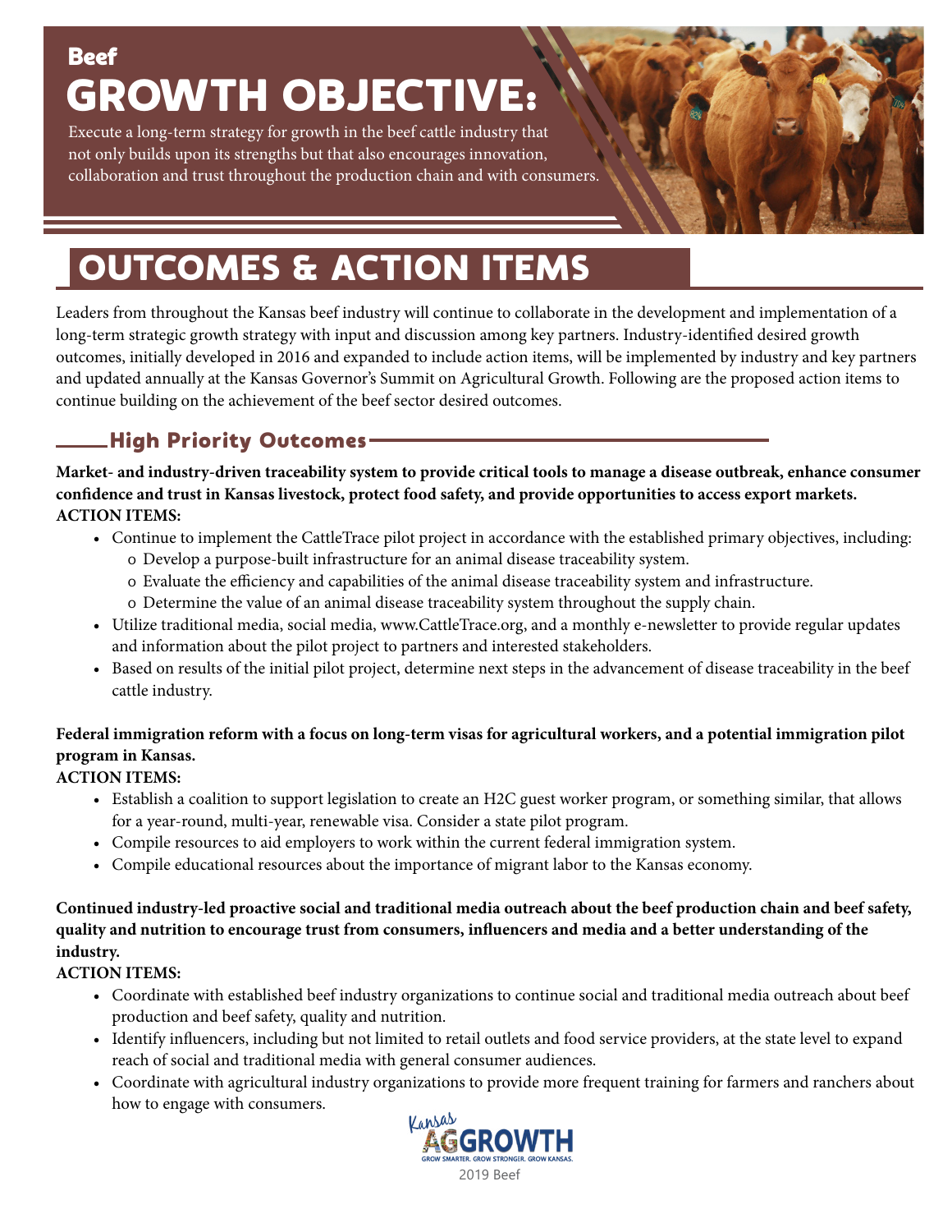**Beef**

# GROWTH OBJECTIVE:

Execute a long-term strategy for growth in the beef cattle industry that not only builds upon its strengths but that also encourages innovation, collaboration and trust throughout the production chain and with consumers.

# OUTCOMES & ACTION ITEMS

Leaders from throughout the Kansas beef industry will continue to collaborate in the development and implementation of a long-term strategic growth strategy with input and discussion among key partners. Industry-identified desired growth outcomes, initially developed in 2016 and expanded to include action items, will be implemented by industry and key partners and updated annually at the Kansas Governor's Summit on Agricultural Growth. Following are the proposed action items to continue building on the achievement of the beef sector desired outcomes.

## High Priority Outcomes

**Market- and industry-driven traceability system to provide critical tools to manage a disease outbreak, enhance consumer confidence and trust in Kansas livestock, protect food safety, and provide opportunities to access export markets.**
**ACTION ITEMS:**

- Continue to implement the CattleTrace pilot project in accordance with the established primary objectives, including:
  - o Develop a purpose-built infrastructure for an animal disease traceability system.
  - o Evaluate the efficiency and capabilities of the animal disease traceability system and infrastructure.
  - o Determine the value of an animal disease traceability system throughout the supply chain.
- Utilize traditional media, social media, www.CattleTrace.org, and a monthly e-newsletter to provide regular updates and information about the pilot project to partners and interested stakeholders.
- Based on results of the initial pilot project, determine next steps in the advancement of disease traceability in the beef cattle industry.

**Federal immigration reform with a focus on long-term visas for agricultural workers, and a potential immigration pilot program in Kansas.**
**ACTION ITEMS:**

- Establish a coalition to support legislation to create an H2C guest worker program, or something similar, that allows for a year-round, multi-year, renewable visa. Consider a state pilot program.
- Compile resources to aid employers to work within the current federal immigration system.
- Compile educational resources about the importance of migrant labor to the Kansas economy.

**Continued industry-led proactive social and traditional media outreach about the beef production chain and beef safety, quality and nutrition to encourage trust from consumers, influencers and media and a better understanding of the industry.**
**ACTION ITEMS:**

- Coordinate with established beef industry organizations to continue social and traditional media outreach about beef production and beef safety, quality and nutrition.
- Identify influencers, including but not limited to retail outlets and food service providers, at the state level to expand reach of social and traditional media with general consumer audiences.
- Coordinate with agricultural industry organizations to provide more frequent training for farmers and ranchers about how to engage with consumers.

Kansas AGGROWTH
GROW SMARTER. GROW STRONGER. GROW KANSAS.
2019 Beef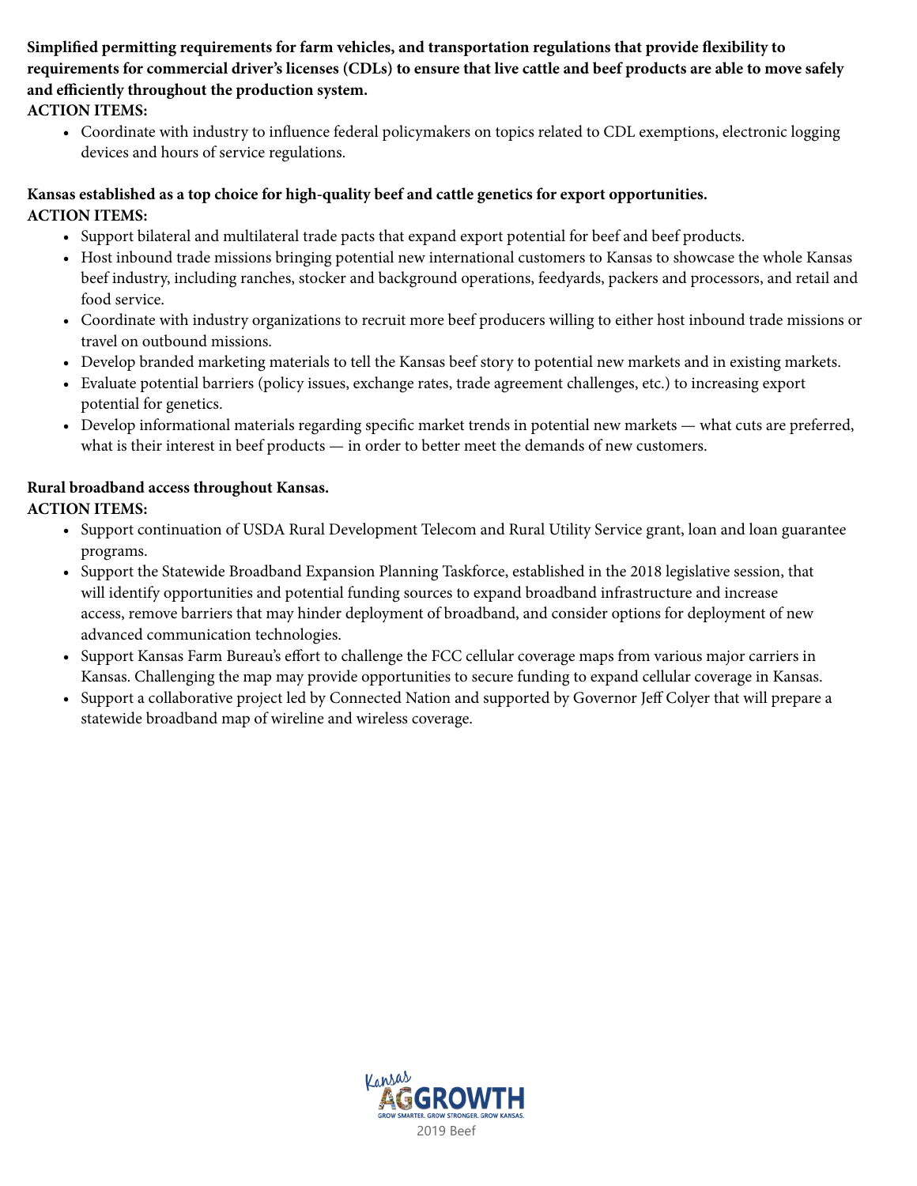**Simplified permitting requirements for farm vehicles, and transportation regulations that provide flexibility to requirements for commercial driver's licenses (CDLs) to ensure that live cattle and beef products are able to move safely and efficiently throughout the production system.**

**ACTION ITEMS:**

- Coordinate with industry to influence federal policymakers on topics related to CDL exemptions, electronic logging devices and hours of service regulations.

**Kansas established as a top choice for high-quality beef and cattle genetics for export opportunities.**

**ACTION ITEMS:**

- Support bilateral and multilateral trade pacts that expand export potential for beef and beef products.
- Host inbound trade missions bringing potential new international customers to Kansas to showcase the whole Kansas beef industry, including ranches, stocker and background operations, feedyards, packers and processors, and retail and food service.
- Coordinate with industry organizations to recruit more beef producers willing to either host inbound trade missions or travel on outbound missions.
- Develop branded marketing materials to tell the Kansas beef story to potential new markets and in existing markets.
- Evaluate potential barriers (policy issues, exchange rates, trade agreement challenges, etc.) to increasing export potential for genetics.
- Develop informational materials regarding specific market trends in potential new markets — what cuts are preferred, what is their interest in beef products — in order to better meet the demands of new customers.

**Rural broadband access throughout Kansas.**

**ACTION ITEMS:**

- Support continuation of USDA Rural Development Telecom and Rural Utility Service grant, loan and loan guarantee programs.
- Support the Statewide Broadband Expansion Planning Taskforce, established in the 2018 legislative session, that will identify opportunities and potential funding sources to expand broadband infrastructure and increase access, remove barriers that may hinder deployment of broadband, and consider options for deployment of new advanced communication technologies.
- Support Kansas Farm Bureau's effort to challenge the FCC cellular coverage maps from various major carriers in Kansas. Challenging the map may provide opportunities to secure funding to expand cellular coverage in Kansas.
- Support a collaborative project led by Connected Nation and supported by Governor Jeff Colyer that will prepare a statewide broadband map of wireline and wireless coverage.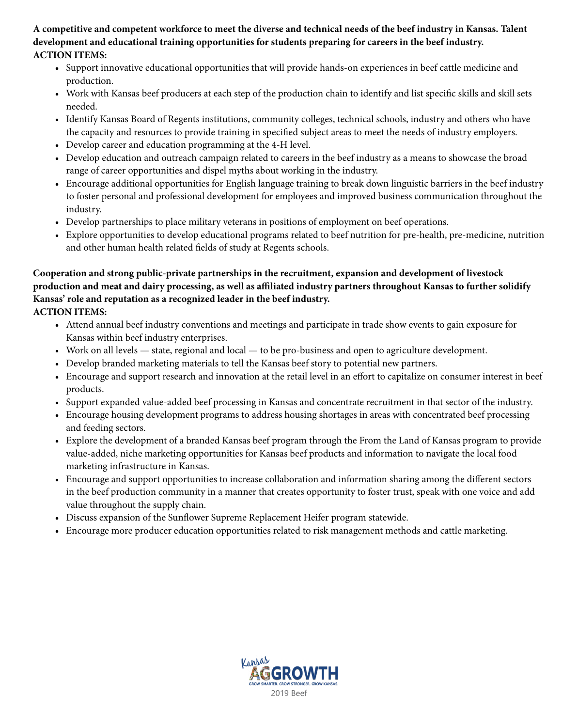**A competitive and competent workforce to meet the diverse and technical needs of the beef industry in Kansas. Talent development and educational training opportunities for students preparing for careers in the beef industry.**
**ACTION ITEMS:**

- Support innovative educational opportunities that will provide hands-on experiences in beef cattle medicine and production.
- Work with Kansas beef producers at each step of the production chain to identify and list specific skills and skill sets needed.
- Identify Kansas Board of Regents institutions, community colleges, technical schools, industry and others who have the capacity and resources to provide training in specified subject areas to meet the needs of industry employers.
- Develop career and education programming at the 4-H level.
- Develop education and outreach campaign related to careers in the beef industry as a means to showcase the broad range of career opportunities and dispel myths about working in the industry.
- Encourage additional opportunities for English language training to break down linguistic barriers in the beef industry to foster personal and professional development for employees and improved business communication throughout the industry.
- Develop partnerships to place military veterans in positions of employment on beef operations.
- Explore opportunities to develop educational programs related to beef nutrition for pre-health, pre-medicine, nutrition and other human health related fields of study at Regents schools.

**Cooperation and strong public-private partnerships in the recruitment, expansion and development of livestock production and meat and dairy processing, as well as affiliated industry partners throughout Kansas to further solidify Kansas' role and reputation as a recognized leader in the beef industry.**
**ACTION ITEMS:**

- Attend annual beef industry conventions and meetings and participate in trade show events to gain exposure for Kansas within beef industry enterprises.
- Work on all levels — state, regional and local — to be pro-business and open to agriculture development.
- Develop branded marketing materials to tell the Kansas beef story to potential new partners.
- Encourage and support research and innovation at the retail level in an effort to capitalize on consumer interest in beef products.
- Support expanded value-added beef processing in Kansas and concentrate recruitment in that sector of the industry.
- Encourage housing development programs to address housing shortages in areas with concentrated beef processing and feeding sectors.
- Explore the development of a branded Kansas beef program through the From the Land of Kansas program to provide value-added, niche marketing opportunities for Kansas beef products and information to navigate the local food marketing infrastructure in Kansas.
- Encourage and support opportunities to increase collaboration and information sharing among the different sectors in the beef production community in a manner that creates opportunity to foster trust, speak with one voice and add value throughout the supply chain.
- Discuss expansion of the Sunflower Supreme Replacement Heifer program statewide.
- Encourage more producer education opportunities related to risk management methods and cattle marketing.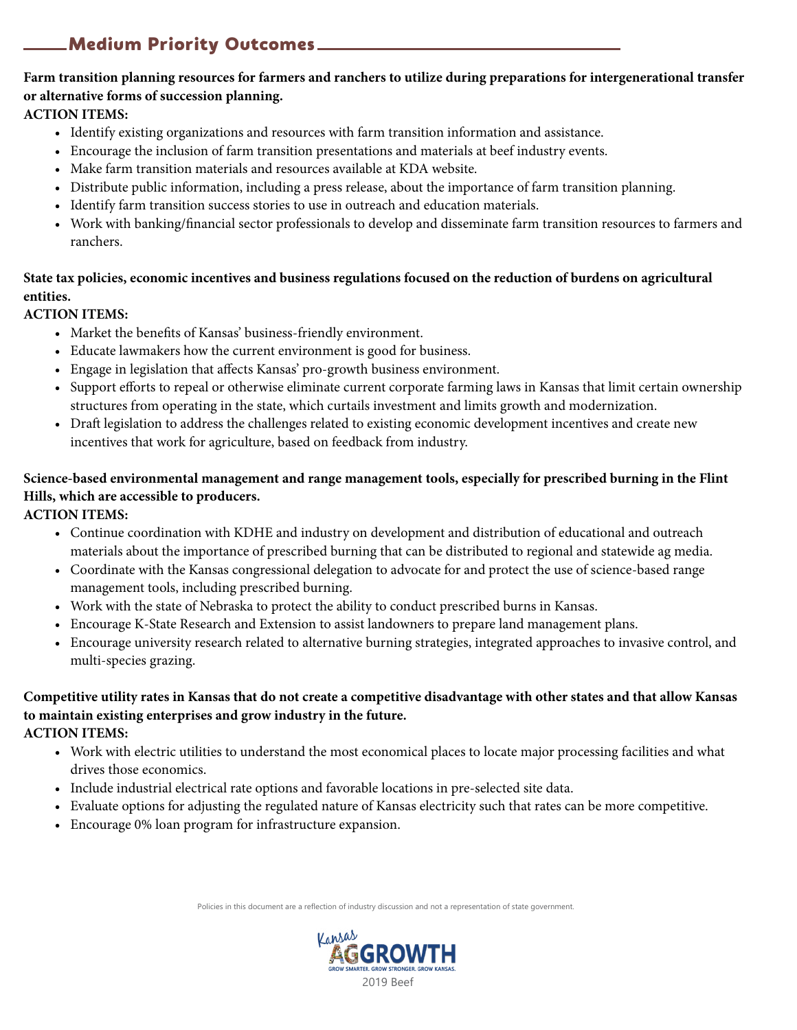## Medium Priority Outcomes

**Farm transition planning resources for farmers and ranchers to utilize during preparations for intergenerational transfer or alternative forms of succession planning.**

**ACTION ITEMS:**

- Identify existing organizations and resources with farm transition information and assistance.
- Encourage the inclusion of farm transition presentations and materials at beef industry events.
- Make farm transition materials and resources available at KDA website.
- Distribute public information, including a press release, about the importance of farm transition planning.
- Identify farm transition success stories to use in outreach and education materials.
- Work with banking/financial sector professionals to develop and disseminate farm transition resources to farmers and ranchers.

**State tax policies, economic incentives and business regulations focused on the reduction of burdens on agricultural entities.**

**ACTION ITEMS:**

- Market the benefits of Kansas' business-friendly environment.
- Educate lawmakers how the current environment is good for business.
- Engage in legislation that affects Kansas' pro-growth business environment.
- Support efforts to repeal or otherwise eliminate current corporate farming laws in Kansas that limit certain ownership structures from operating in the state, which curtails investment and limits growth and modernization.
- Draft legislation to address the challenges related to existing economic development incentives and create new incentives that work for agriculture, based on feedback from industry.

**Science-based environmental management and range management tools, especially for prescribed burning in the Flint Hills, which are accessible to producers.**

**ACTION ITEMS:**

- Continue coordination with KDHE and industry on development and distribution of educational and outreach materials about the importance of prescribed burning that can be distributed to regional and statewide ag media.
- Coordinate with the Kansas congressional delegation to advocate for and protect the use of science-based range management tools, including prescribed burning.
- Work with the state of Nebraska to protect the ability to conduct prescribed burns in Kansas.
- Encourage K-State Research and Extension to assist landowners to prepare land management plans.
- Encourage university research related to alternative burning strategies, integrated approaches to invasive control, and multi-species grazing.

**Competitive utility rates in Kansas that do not create a competitive disadvantage with other states and that allow Kansas to maintain existing enterprises and grow industry in the future.**

**ACTION ITEMS:**

- Work with electric utilities to understand the most economical places to locate major processing facilities and what drives those economics.
- Include industrial electrical rate options and favorable locations in pre-selected site data.
- Evaluate options for adjusting the regulated nature of Kansas electricity such that rates can be more competitive.
- Encourage 0% loan program for infrastructure expansion.

Policies in this document are a reflection of industry discussion and not a representation of state government.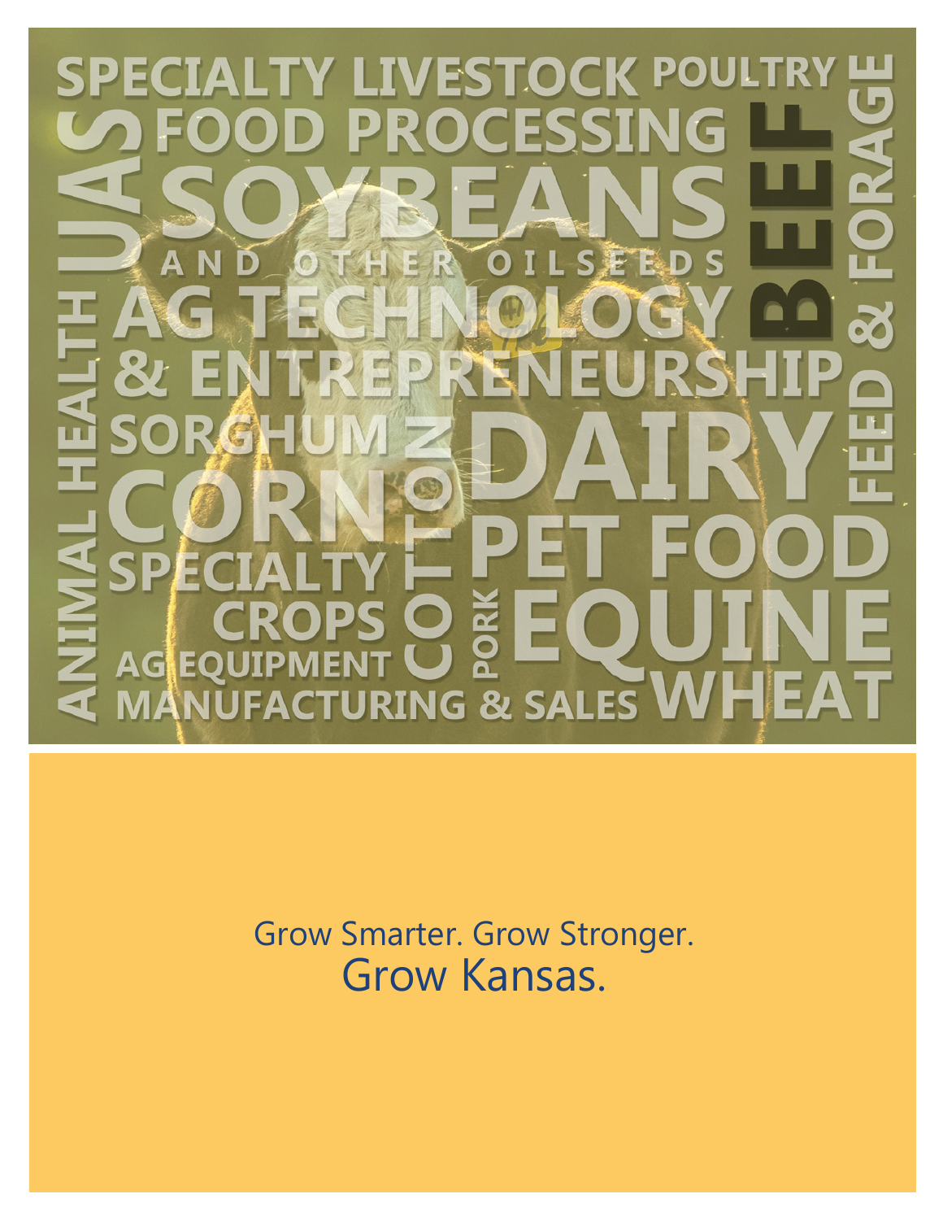SPECIALTY LIVESTOCK POULTRY

FOOD PROCESSING

SOYBEANS AND OTHER OILSEEDS

AG TECHNOLOGY & ENTREPRENEURSHIP

SORGHUM

CORN

SPECIALTY CROPS

AG EQUIPMENT MANUFACTURING & SALES

COTTON

PORK

DAIRY

PET FOOD

EQUINE

WHEAT

BEEF

FEED & FORAGE

UAS

ANIMAL HEALTH

Grow Smarter. Grow Stronger.

Grow Kansas.